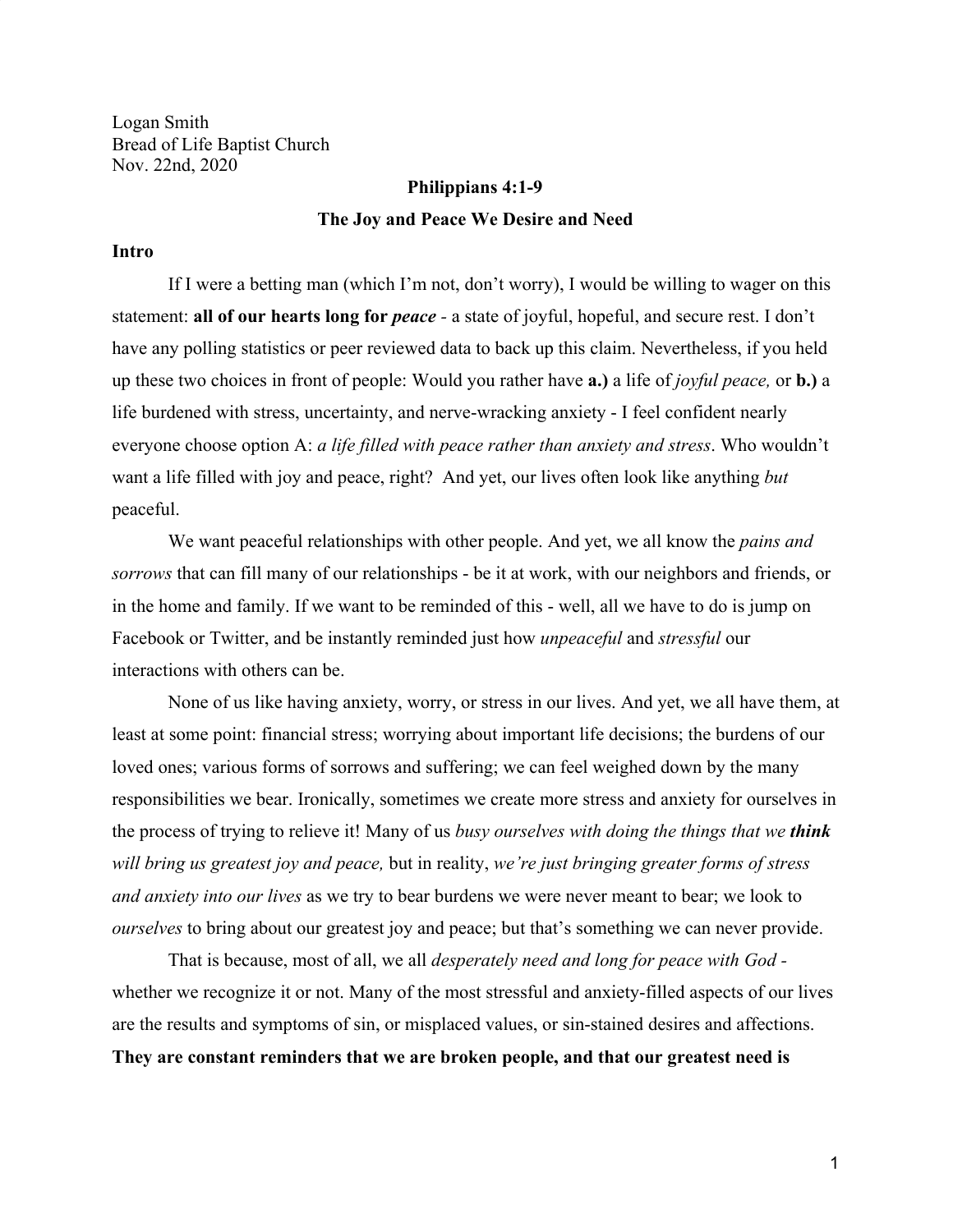Logan Smith
Bread of Life Baptist Church
Nov. 22nd, 2020

**Philippians 4:1-9**

**The Joy and Peace We Desire and Need**

**Intro**

If I were a betting man (which I'm not, don't worry), I would be willing to wager on this statement: **all of our hearts long for *peace*** - a state of joyful, hopeful, and secure rest. I don't have any polling statistics or peer reviewed data to back up this claim. Nevertheless, if you held up these two choices in front of people: Would you rather have **a.)** a life of *joyful peace,* or **b.)** a life burdened with stress, uncertainty, and nerve-wracking anxiety - I feel confident nearly everyone choose option A: *a life filled with peace rather than anxiety and stress*. Who wouldn't want a life filled with joy and peace, right? And yet, our lives often look like anything *but* peaceful.

We want peaceful relationships with other people. And yet, we all know the *pains and sorrows* that can fill many of our relationships - be it at work, with our neighbors and friends, or in the home and family. If we want to be reminded of this - well, all we have to do is jump on Facebook or Twitter, and be instantly reminded just how *unpeaceful* and *stressful* our interactions with others can be.

None of us like having anxiety, worry, or stress in our lives. And yet, we all have them, at least at some point: financial stress; worrying about important life decisions; the burdens of our loved ones; various forms of sorrows and suffering; we can feel weighed down by the many responsibilities we bear. Ironically, sometimes we create more stress and anxiety for ourselves in the process of trying to relieve it! Many of us *busy ourselves with doing the things that we* ***think*** *will bring us greatest joy and peace,* but in reality, *we're just bringing greater forms of stress and anxiety into our lives* as we try to bear burdens we were never meant to bear; we look to *ourselves* to bring about our greatest joy and peace; but that's something we can never provide.

That is because, most of all, we all *desperately need and long for peace with God* - whether we recognize it or not. Many of the most stressful and anxiety-filled aspects of our lives are the results and symptoms of sin, or misplaced values, or sin-stained desires and affections. **They are constant reminders that we are broken people, and that our greatest need is**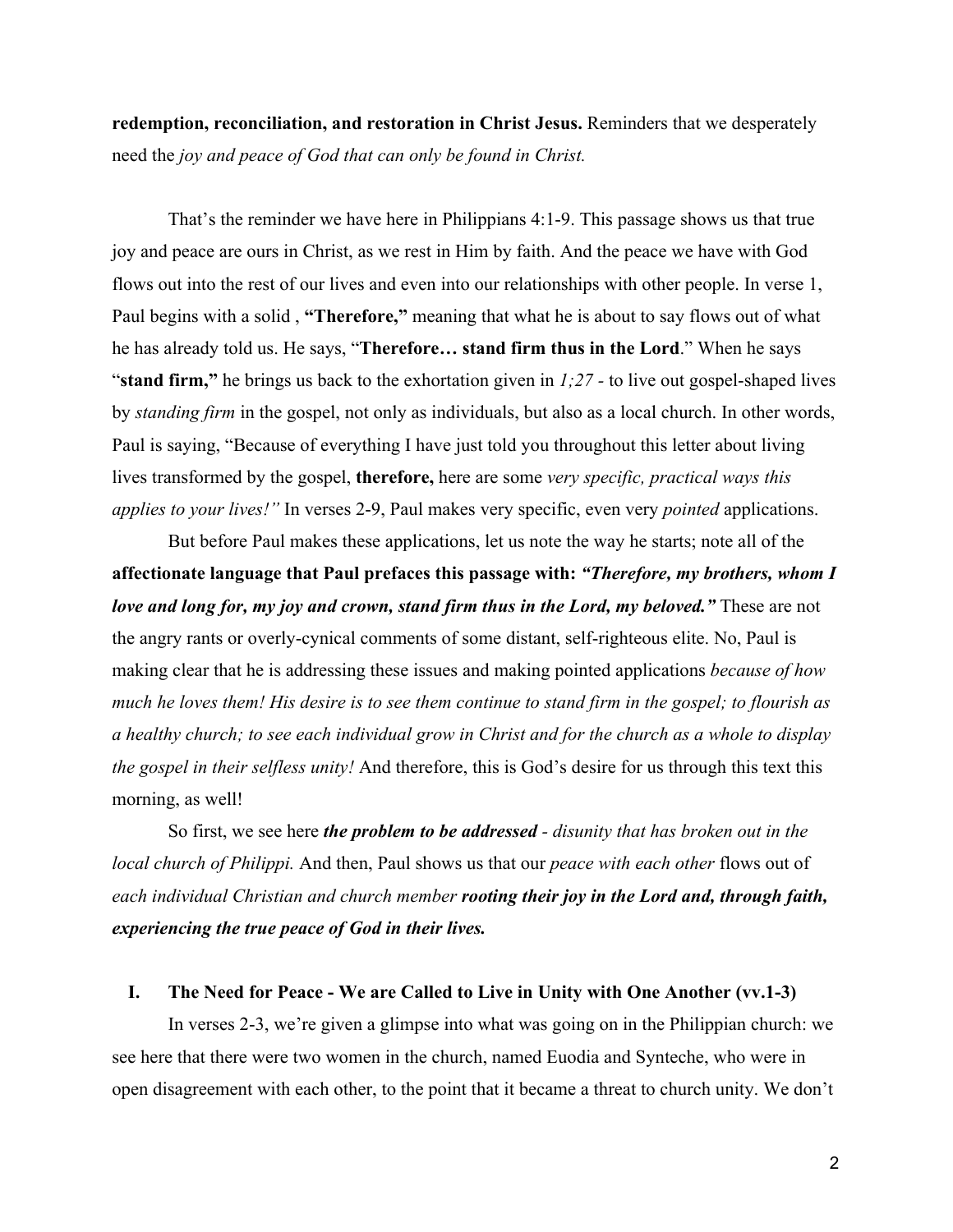**redemption, reconciliation, and restoration in Christ Jesus.** Reminders that we desperately need the *joy and peace of God that can only be found in Christ.*

That's the reminder we have here in Philippians 4:1-9. This passage shows us that true joy and peace are ours in Christ, as we rest in Him by faith. And the peace we have with God flows out into the rest of our lives and even into our relationships with other people. In verse 1, Paul begins with a solid , **"Therefore,"** meaning that what he is about to say flows out of what he has already told us. He says, "**Therefore… stand firm thus in the Lord**." When he says "**stand firm,"** he brings us back to the exhortation given in *1;27 -* to live out gospel-shaped lives by *standing firm* in the gospel, not only as individuals, but also as a local church. In other words, Paul is saying, "Because of everything I have just told you throughout this letter about living lives transformed by the gospel, **therefore,** here are some *very specific, practical ways this applies to your lives!"* In verses 2-9, Paul makes very specific, even very *pointed* applications.

But before Paul makes these applications, let us note the way he starts; note all of the **affectionate language that Paul prefaces this passage with:** ***"Therefore, my brothers, whom I love and long for, my joy and crown, stand firm thus in the Lord, my beloved."*** These are not the angry rants or overly-cynical comments of some distant, self-righteous elite. No, Paul is making clear that he is addressing these issues and making pointed applications *because of how much he loves them! His desire is to see them continue to stand firm in the gospel; to flourish as a healthy church; to see each individual grow in Christ and for the church as a whole to display the gospel in their selfless unity!* And therefore, this is God's desire for us through this text this morning, as well!

So first, we see here ***the problem to be addressed*** *- disunity that has broken out in the local church of Philippi.* And then, Paul shows us that our *peace with each other* flows out of *each individual Christian and church member* ***rooting their joy in the Lord and, through faith, experiencing the true peace of God in their lives.***

## I. The Need for Peace - We are Called to Live in Unity with One Another (vv.1-3)

In verses 2-3, we're given a glimpse into what was going on in the Philippian church: we see here that there were two women in the church, named Euodia and Synteche, who were in open disagreement with each other, to the point that it became a threat to church unity. We don't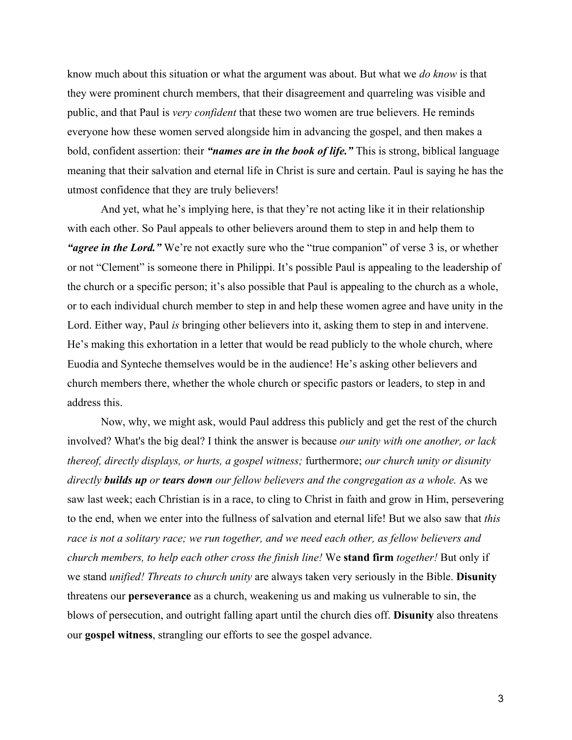know much about this situation or what the argument was about. But what we *do know* is that they were prominent church members, that their disagreement and quarreling was visible and public, and that Paul is *very confident* that these two women are true believers. He reminds everyone how these women served alongside him in advancing the gospel, and then makes a bold, confident assertion: their ***"names are in the book of life."*** This is strong, biblical language meaning that their salvation and eternal life in Christ is sure and certain. Paul is saying he has the utmost confidence that they are truly believers!

And yet, what he's implying here, is that they're not acting like it in their relationship with each other. So Paul appeals to other believers around them to step in and help them to ***"agree in the Lord."*** We're not exactly sure who the "true companion" of verse 3 is, or whether or not "Clement" is someone there in Philippi. It's possible Paul is appealing to the leadership of the church or a specific person; it's also possible that Paul is appealing to the church as a whole, or to each individual church member to step in and help these women agree and have unity in the Lord. Either way, Paul *is* bringing other believers into it, asking them to step in and intervene. He's making this exhortation in a letter that would be read publicly to the whole church, where Euodia and Synteche themselves would be in the audience! He's asking other believers and church members there, whether the whole church or specific pastors or leaders, to step in and address this.

Now, why, we might ask, would Paul address this publicly and get the rest of the church involved? What's the big deal? I think the answer is because *our unity with one another, or lack thereof, directly displays, or hurts, a gospel witness;* furthermore; *our church unity or disunity directly* ***builds up*** *or* ***tears down*** *our fellow believers and the congregation as a whole.* As we saw last week; each Christian is in a race, to cling to Christ in faith and grow in Him, persevering to the end, when we enter into the fullness of salvation and eternal life! But we also saw that *this race is not a solitary race; we run together, and we need each other, as fellow believers and church members, to help each other cross the finish line!* We **stand firm** *together!* But only if we stand *unified! Threats to church unity* are always taken very seriously in the Bible. **Disunity** threatens our **perseverance** as a church, weakening us and making us vulnerable to sin, the blows of persecution, and outright falling apart until the church dies off. **Disunity** also threatens our **gospel witness**, strangling our efforts to see the gospel advance.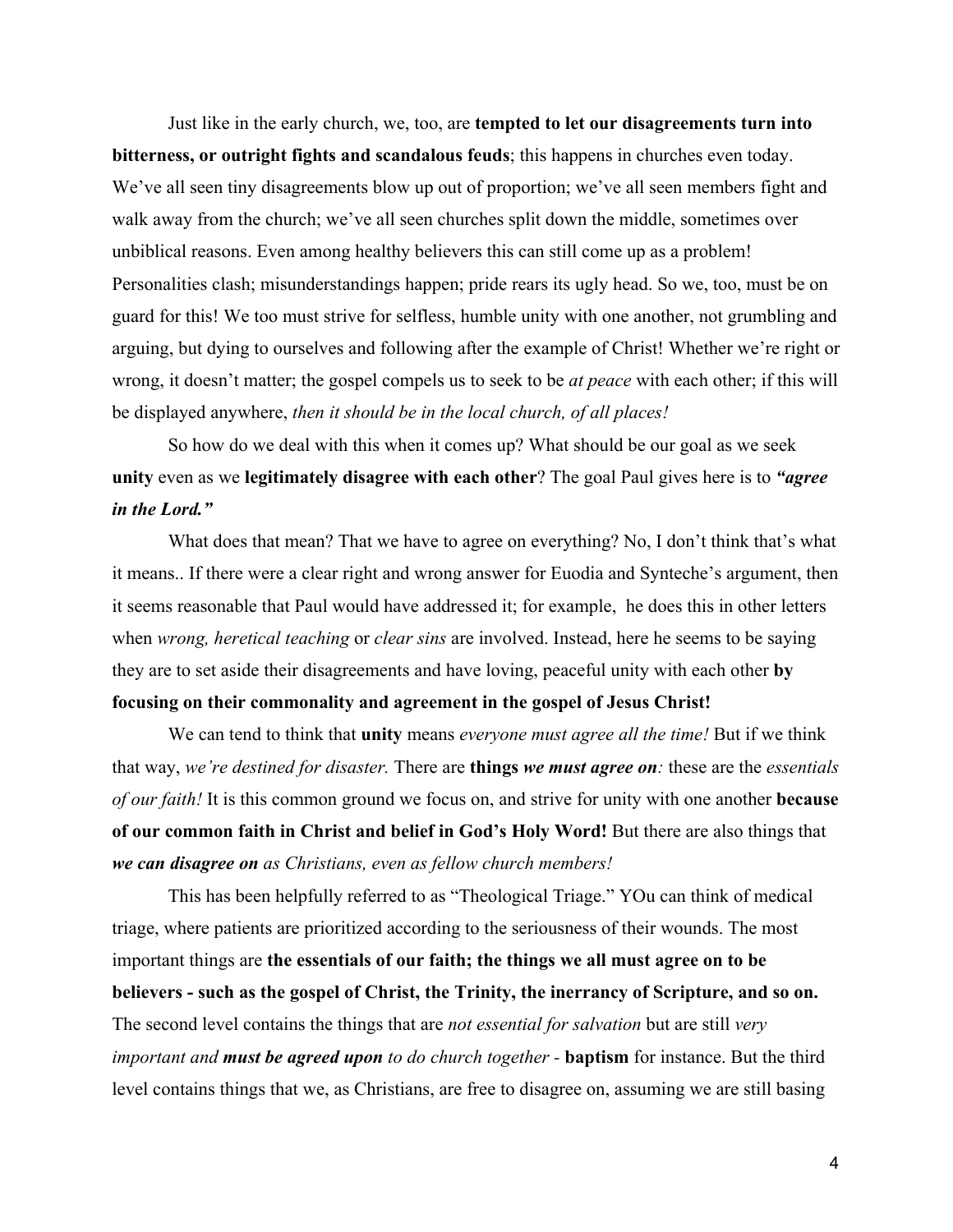Just like in the early church, we, too, are **tempted to let our disagreements turn into bitterness, or outright fights and scandalous feuds**; this happens in churches even today. We've all seen tiny disagreements blow up out of proportion; we've all seen members fight and walk away from the church; we've all seen churches split down the middle, sometimes over unbiblical reasons. Even among healthy believers this can still come up as a problem! Personalities clash; misunderstandings happen; pride rears its ugly head. So we, too, must be on guard for this! We too must strive for selfless, humble unity with one another, not grumbling and arguing, but dying to ourselves and following after the example of Christ! Whether we're right or wrong, it doesn't matter; the gospel compels us to seek to be *at peace* with each other; if this will be displayed anywhere, *then it should be in the local church, of all places!*

So how do we deal with this when it comes up? What should be our goal as we seek **unity** even as we **legitimately disagree with each other**? The goal Paul gives here is to ***"agree in the Lord."***

What does that mean? That we have to agree on everything? No, I don't think that's what it means.. If there were a clear right and wrong answer for Euodia and Synteche's argument, then it seems reasonable that Paul would have addressed it; for example,  he does this in other letters when *wrong, heretical teaching* or *clear sins* are involved. Instead, here he seems to be saying they are to set aside their disagreements and have loving, peaceful unity with each other **by focusing on their commonality and agreement in the gospel of Jesus Christ!**

We can tend to think that **unity** means *everyone must agree all the time!* But if we think that way, *we're destined for disaster.* There are **things *we must agree on*:** these are the *essentials of our faith!* It is this common ground we focus on, and strive for unity with one another **because of our common faith in Christ and belief in God's Holy Word!** But there are also things that ***we can disagree on*** *as Christians, even as fellow church members!*

This has been helpfully referred to as "Theological Triage." YOu can think of medical triage, where patients are prioritized according to the seriousness of their wounds. The most important things are **the essentials of our faith; the things we all must agree on to be believers - such as the gospel of Christ, the Trinity, the inerrancy of Scripture, and so on.** The second level contains the things that are *not essential for salvation* but are still *very important and* ***must be agreed upon*** *to do church together -* **baptism** for instance. But the third level contains things that we, as Christians, are free to disagree on, assuming we are still basing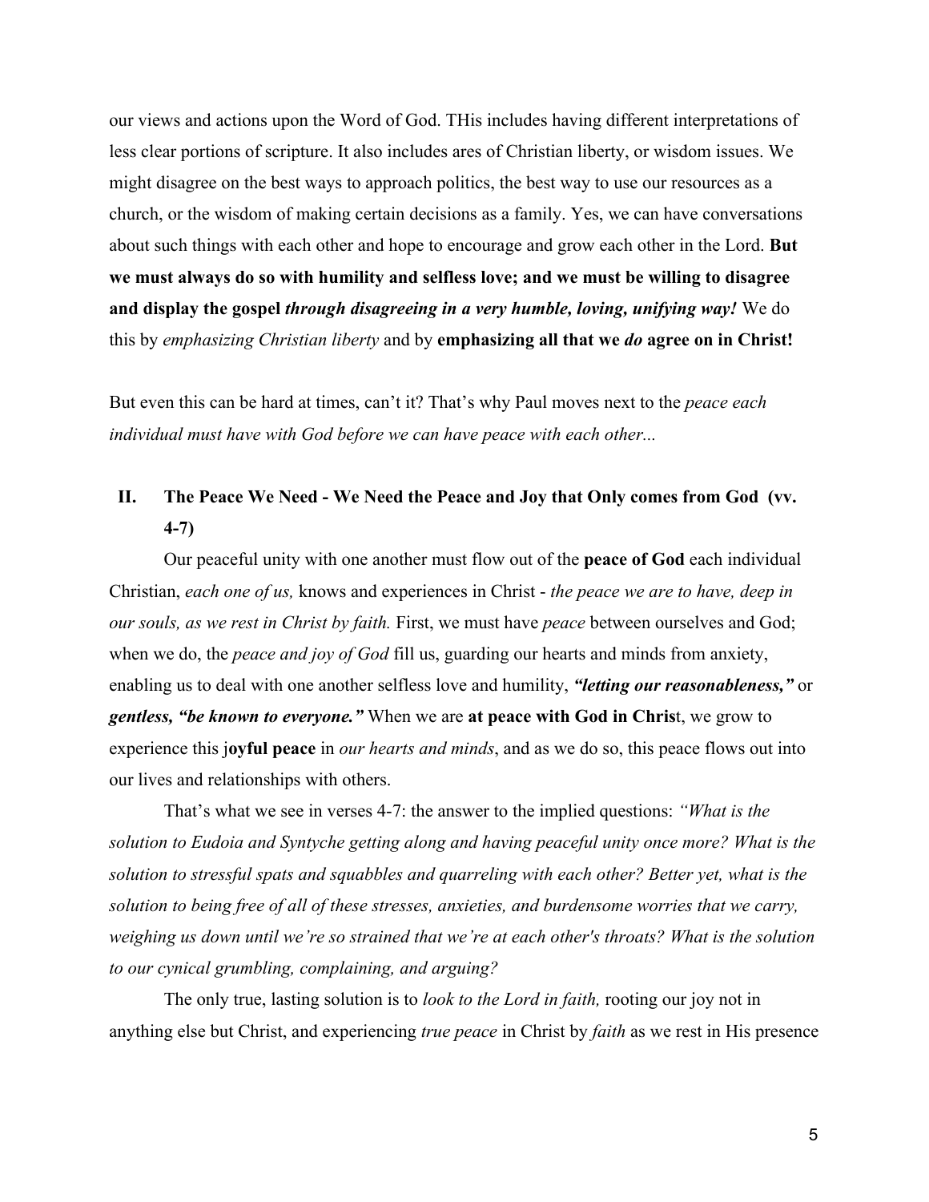our views and actions upon the Word of God. THis includes having different interpretations of less clear portions of scripture. It also includes ares of Christian liberty, or wisdom issues. We might disagree on the best ways to approach politics, the best way to use our resources as a church, or the wisdom of making certain decisions as a family. Yes, we can have conversations about such things with each other and hope to encourage and grow each other in the Lord. **But we must always do so with humility and selfless love; and we must be willing to disagree and display the gospel *through disagreeing in a very humble, loving, unifying way!*** We do this by *emphasizing Christian liberty* and by **emphasizing all that we *do* agree on in Christ!**

But even this can be hard at times, can't it? That's why Paul moves next to the *peace each individual must have with God before we can have peace with each other...*

## II. The Peace We Need - We Need the Peace and Joy that Only comes from God (vv. 4-7)

Our peaceful unity with one another must flow out of the **peace of God** each individual Christian, *each one of us,* knows and experiences in Christ - *the peace we are to have, deep in our souls, as we rest in Christ by faith.* First, we must have *peace* between ourselves and God; when we do, the *peace and joy of God* fill us, guarding our hearts and minds from anxiety, enabling us to deal with one another selfless love and humility, ***"letting our reasonableness,"*** or ***gentless, "be known to everyone."*** When we are **at peace with God in Chris**t, we grow to experience this j**oyful peace** in *our hearts and minds*, and as we do so, this peace flows out into our lives and relationships with others.

That's what we see in verses 4-7: the answer to the implied questions: *"What is the solution to Eudoia and Syntyche getting along and having peaceful unity once more? What is the solution to stressful spats and squabbles and quarreling with each other? Better yet, what is the solution to being free of all of these stresses, anxieties, and burdensome worries that we carry, weighing us down until we're so strained that we're at each other's throats? What is the solution to our cynical grumbling, complaining, and arguing?*

The only true, lasting solution is to *look to the Lord in faith,* rooting our joy not in anything else but Christ, and experiencing *true peace* in Christ by *faith* as we rest in His presence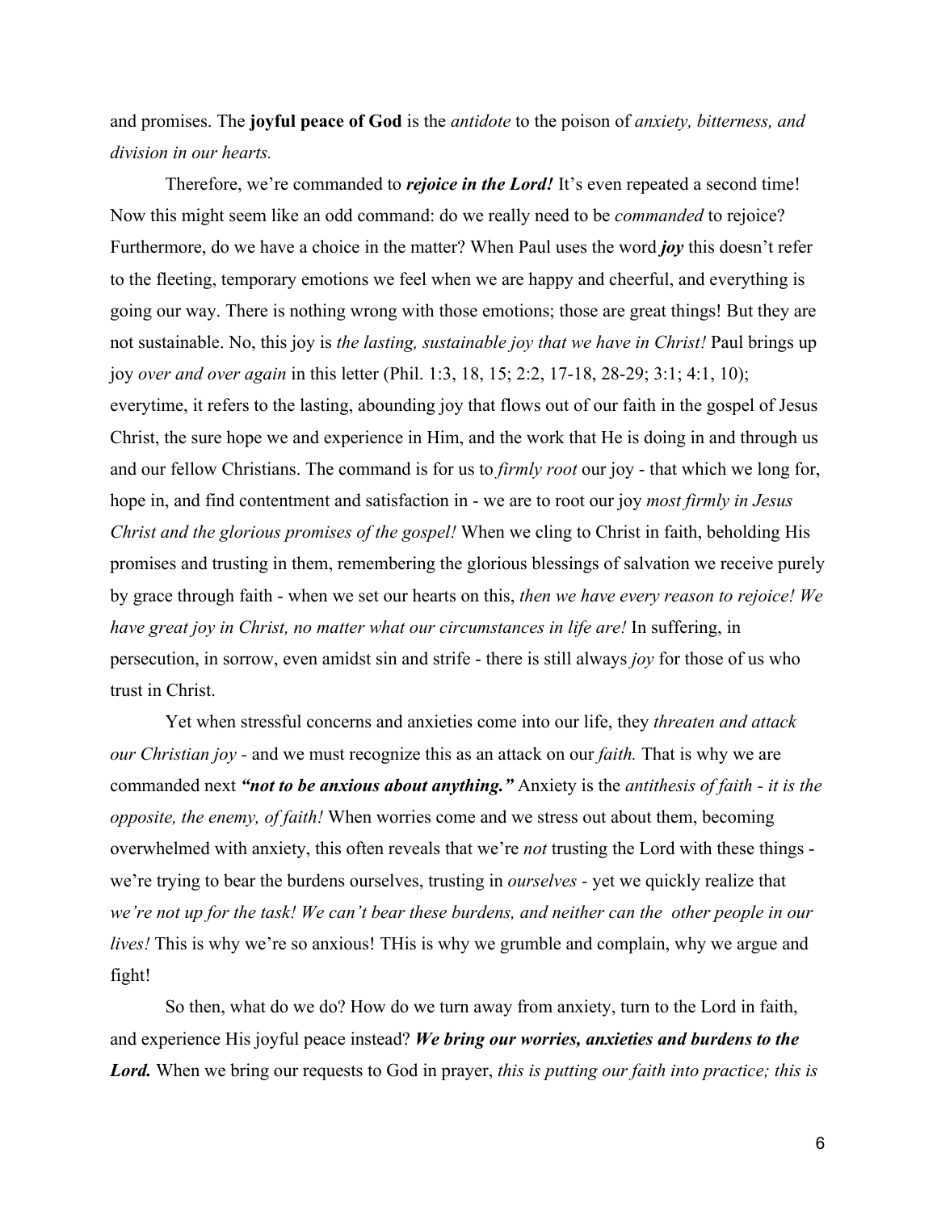and promises. The **joyful peace of God** is the *antidote* to the poison of *anxiety, bitterness, and division in our hearts.*

Therefore, we're commanded to ***rejoice in the Lord!*** It's even repeated a second time! Now this might seem like an odd command: do we really need to be *commanded* to rejoice? Furthermore, do we have a choice in the matter? When Paul uses the word ***joy*** this doesn't refer to the fleeting, temporary emotions we feel when we are happy and cheerful, and everything is going our way. There is nothing wrong with those emotions; those are great things! But they are not sustainable. No, this joy is *the lasting, sustainable joy that we have in Christ!* Paul brings up joy *over and over again* in this letter (Phil. 1:3, 18, 15; 2:2, 17-18, 28-29; 3:1; 4:1, 10); everytime, it refers to the lasting, abounding joy that flows out of our faith in the gospel of Jesus Christ, the sure hope we and experience in Him, and the work that He is doing in and through us and our fellow Christians. The command is for us to *firmly root* our joy - that which we long for, hope in, and find contentment and satisfaction in - we are to root our joy *most firmly in Jesus Christ and the glorious promises of the gospel!* When we cling to Christ in faith, beholding His promises and trusting in them, remembering the glorious blessings of salvation we receive purely by grace through faith - when we set our hearts on this, *then we have every reason to rejoice! We have great joy in Christ, no matter what our circumstances in life are!* In suffering, in persecution, in sorrow, even amidst sin and strife - there is still always *joy* for those of us who trust in Christ.

Yet when stressful concerns and anxieties come into our life, they *threaten and attack our Christian joy* - and we must recognize this as an attack on our *faith.* That is why we are commanded next ***"not to be anxious about anything."*** Anxiety is the *antithesis of faith - it is the opposite, the enemy, of faith!* When worries come and we stress out about them, becoming overwhelmed with anxiety, this often reveals that we're *not* trusting the Lord with these things - we're trying to bear the burdens ourselves, trusting in *ourselves* - yet we quickly realize that *we're not up for the task! We can't bear these burdens, and neither can the other people in our lives!* This is why we're so anxious! THis is why we grumble and complain, why we argue and fight!

So then, what do we do? How do we turn away from anxiety, turn to the Lord in faith, and experience His joyful peace instead? ***We bring our worries, anxieties and burdens to the Lord.*** When we bring our requests to God in prayer, *this is putting our faith into practice; this is*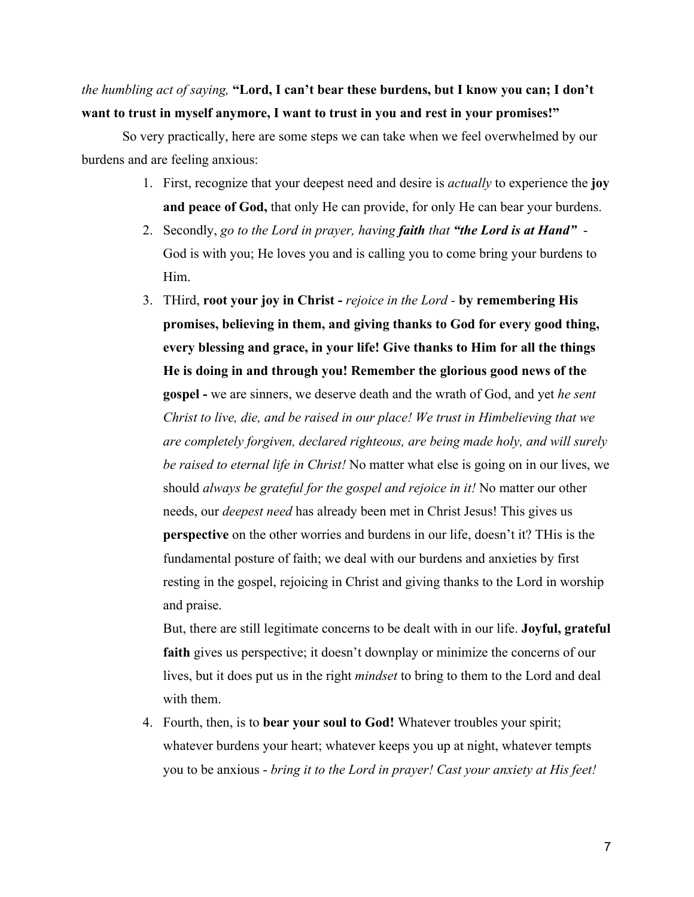*the humbling act of saying,* **"Lord, I can't bear these burdens, but I know you can; I don't want to trust in myself anymore, I want to trust in you and rest in your promises!"**

So very practically, here are some steps we can take when we feel overwhelmed by our burdens and are feeling anxious:

1. First, recognize that your deepest need and desire is *actually* to experience the **joy and peace of God,** that only He can provide, for only He can bear your burdens.
2. Secondly, *go to the Lord in prayer, having **faith** that **"the Lord is at Hand"*** - God is with you; He loves you and is calling you to come bring your burdens to Him.
3. THird, **root your joy in Christ -** *rejoice in the Lord -* **by remembering His promises, believing in them, and giving thanks to God for every good thing, every blessing and grace, in your life! Give thanks to Him for all the things He is doing in and through you! Remember the glorious good news of the gospel -** we are sinners, we deserve death and the wrath of God, and yet *he sent Christ to live, die, and be raised in our place! We trust in Himbelieving that we are completely forgiven, declared righteous, are being made holy, and will surely be raised to eternal life in Christ!* No matter what else is going on in our lives, we should *always be grateful for the gospel and rejoice in it!* No matter our other needs, our *deepest need* has already been met in Christ Jesus! This gives us **perspective** on the other worries and burdens in our life, doesn't it? THis is the fundamental posture of faith; we deal with our burdens and anxieties by first resting in the gospel, rejoicing in Christ and giving thanks to the Lord in worship and praise.

   But, there are still legitimate concerns to be dealt with in our life. **Joyful, grateful faith** gives us perspective; it doesn't downplay or minimize the concerns of our lives, but it does put us in the right *mindset* to bring to them to the Lord and deal with them.
4. Fourth, then, is to **bear your soul to God!** Whatever troubles your spirit; whatever burdens your heart; whatever keeps you up at night, whatever tempts you to be anxious - *bring it to the Lord in prayer! Cast your anxiety at His feet!*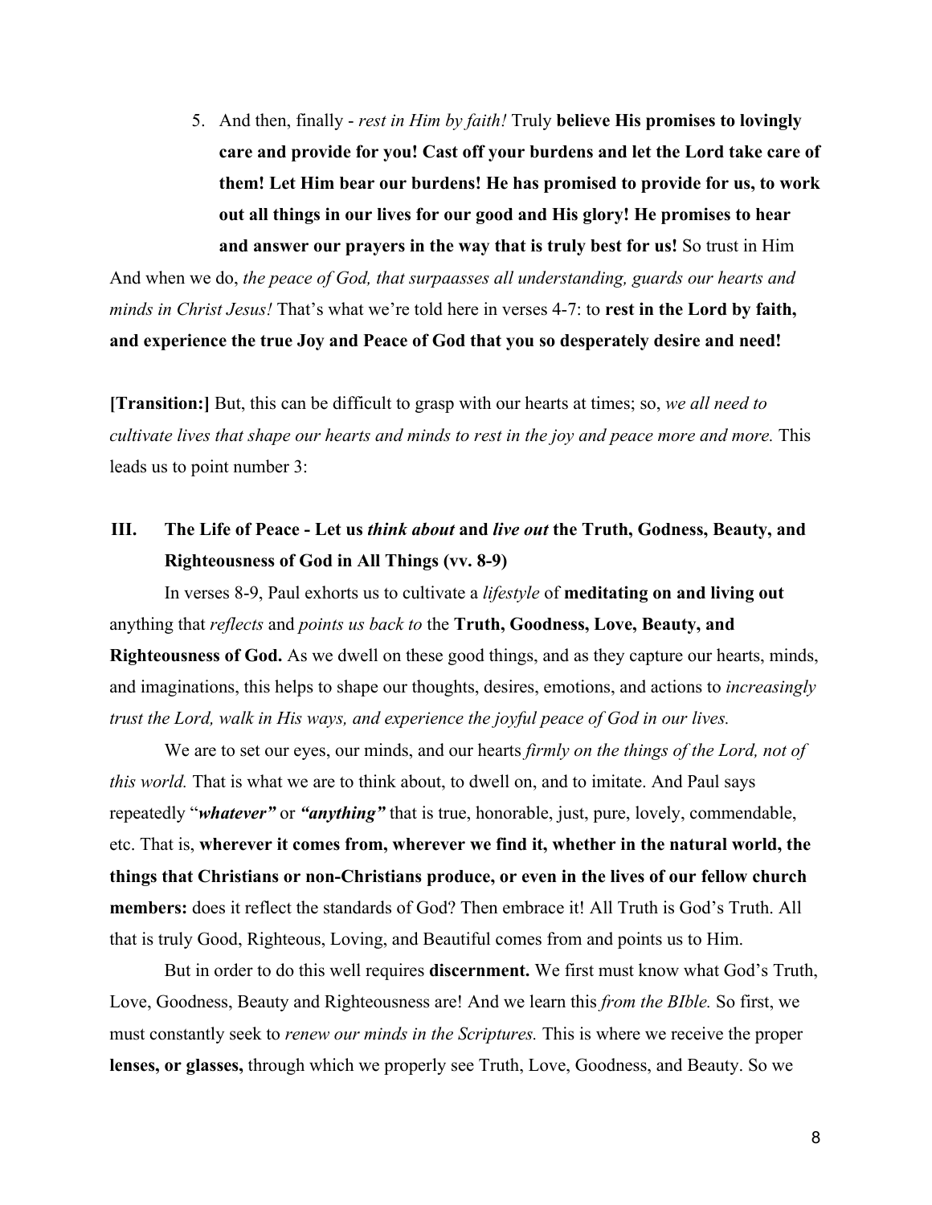5. And then, finally - *rest in Him by faith!* Truly **believe His promises to lovingly care and provide for you! Cast off your burdens and let the Lord take care of them! Let Him bear our burdens! He has promised to provide for us, to work out all things in our lives for our good and His glory! He promises to hear and answer our prayers in the way that is truly best for us!** So trust in Him

And when we do, *the peace of God, that surpaasses all understanding, guards our hearts and minds in Christ Jesus!* That's what we're told here in verses 4-7: to **rest in the Lord by faith, and experience the true Joy and Peace of God that you so desperately desire and need!**

**[Transition:]** But, this can be difficult to grasp with our hearts at times; so, *we all need to cultivate lives that shape our hearts and minds to rest in the joy and peace more and more.* This leads us to point number 3:

## III. The Life of Peace - Let us *think about* and *live out* the Truth, Godness, Beauty, and Righteousness of God in All Things (vv. 8-9)

In verses 8-9, Paul exhorts us to cultivate a *lifestyle* of **meditating on and living out** anything that *reflects* and *points us back to* the **Truth, Goodness, Love, Beauty, and Righteousness of God.** As we dwell on these good things, and as they capture our hearts, minds, and imaginations, this helps to shape our thoughts, desires, emotions, and actions to *increasingly trust the Lord, walk in His ways, and experience the joyful peace of God in our lives.*

We are to set our eyes, our minds, and our hearts *firmly on the things of the Lord, not of this world.* That is what we are to think about, to dwell on, and to imitate. And Paul says repeatedly "***whatever"*** or ***"anything"*** that is true, honorable, just, pure, lovely, commendable, etc. That is, **wherever it comes from, wherever we find it, whether in the natural world, the things that Christians or non-Christians produce, or even in the lives of our fellow church members:** does it reflect the standards of God? Then embrace it! All Truth is God's Truth. All that is truly Good, Righteous, Loving, and Beautiful comes from and points us to Him.

But in order to do this well requires **discernment.** We first must know what God's Truth, Love, Goodness, Beauty and Righteousness are! And we learn this *from the BIble.* So first, we must constantly seek to *renew our minds in the Scriptures.* This is where we receive the proper **lenses, or glasses,** through which we properly see Truth, Love, Goodness, and Beauty. So we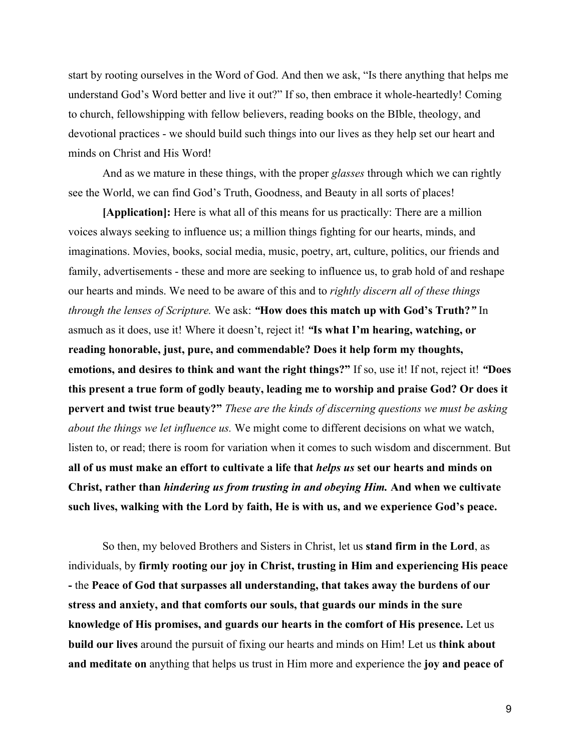start by rooting ourselves in the Word of God. And then we ask, "Is there anything that helps me understand God's Word better and live it out?" If so, then embrace it whole-heartedly! Coming to church, fellowshipping with fellow believers, reading books on the BIble, theology, and devotional practices - we should build such things into our lives as they help set our heart and minds on Christ and His Word!

And as we mature in these things, with the proper *glasses* through which we can rightly see the World, we can find God's Truth, Goodness, and Beauty in all sorts of places!

**[Application]:** Here is what all of this means for us practically: There are a million voices always seeking to influence us; a million things fighting for our hearts, minds, and imaginations. Movies, books, social media, music, poetry, art, culture, politics, our friends and family, advertisements - these and more are seeking to influence us, to grab hold of and reshape our hearts and minds. We need to be aware of this and to *rightly discern all of these things through the lenses of Scripture.* We ask: ***"*How does this match up with God's Truth?*"*** In asmuch as it does, use it! Where it doesn't, reject it! ***"*Is what I'm hearing, watching, or reading honorable, just, pure, and commendable? Does it help form my thoughts, emotions, and desires to think and want the right things?"** If so, use it! If not, reject it! ***"*Does this present a true form of godly beauty, leading me to worship and praise God? Or does it pervert and twist true beauty?"** *These are the kinds of discerning questions we must be asking about the things we let influence us.* We might come to different decisions on what we watch, listen to, or read; there is room for variation when it comes to such wisdom and discernment. But **all of us must make an effort to cultivate a life that *helps us* set our hearts and minds on Christ, rather than *hindering us from trusting in and obeying Him.* And when we cultivate such lives, walking with the Lord by faith, He is with us, and we experience God's peace.**

So then, my beloved Brothers and Sisters in Christ, let us **stand firm in the Lord**, as individuals, by **firmly rooting our joy in Christ, trusting in Him and experiencing His peace -** the **Peace of God that surpasses all understanding, that takes away the burdens of our stress and anxiety, and that comforts our souls, that guards our minds in the sure knowledge of His promises, and guards our hearts in the comfort of His presence.** Let us **build our lives** around the pursuit of fixing our hearts and minds on Him! Let us **think about and meditate on** anything that helps us trust in Him more and experience the **joy and peace of**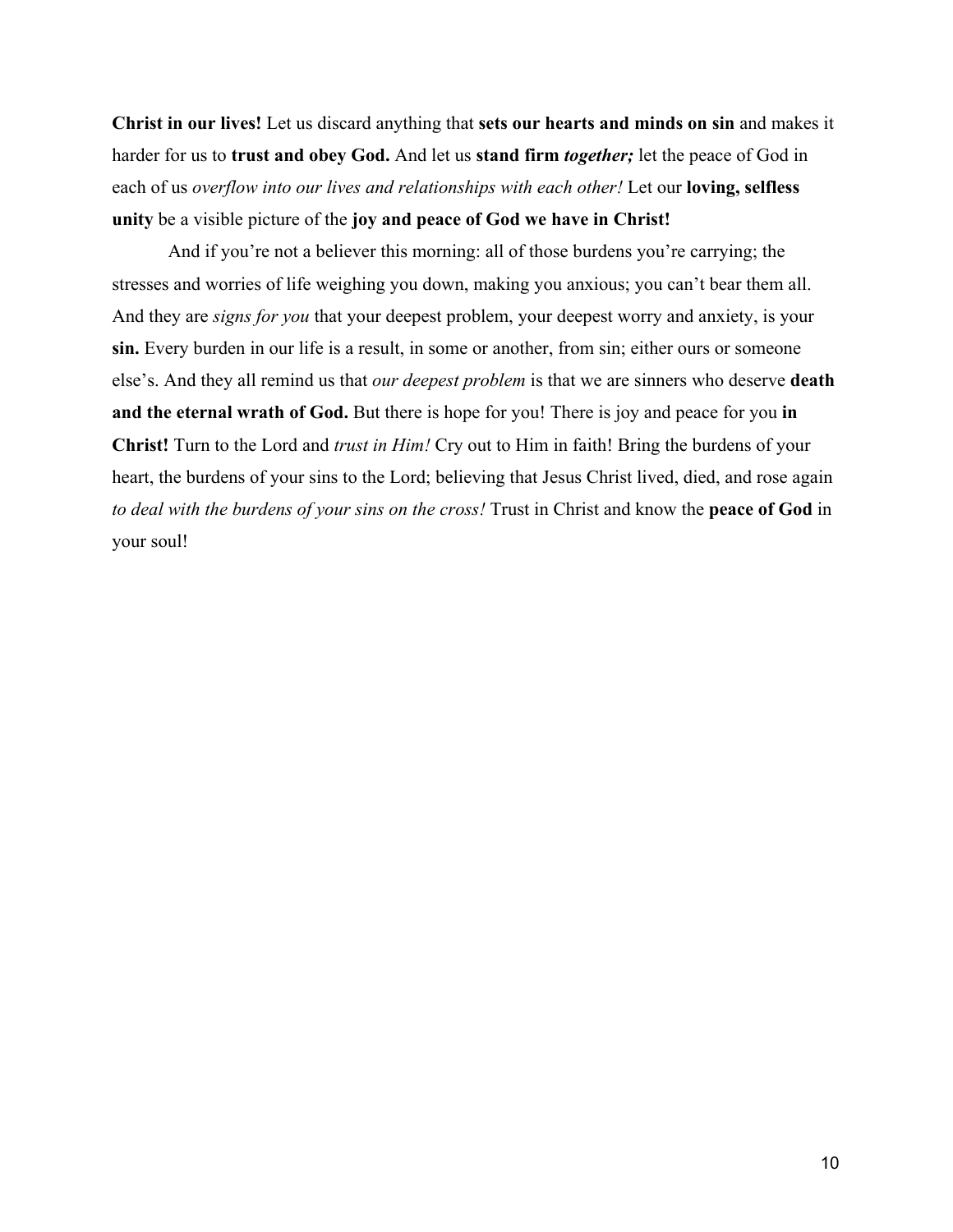**Christ in our lives!** Let us discard anything that **sets our hearts and minds on sin** and makes it harder for us to **trust and obey God.** And let us **stand firm *together;*** let the peace of God in each of us *overflow into our lives and relationships with each other!* Let our **loving, selfless unity** be a visible picture of the **joy and peace of God we have in Christ!**

And if you're not a believer this morning: all of those burdens you're carrying; the stresses and worries of life weighing you down, making you anxious; you can't bear them all. And they are *signs for you* that your deepest problem, your deepest worry and anxiety, is your **sin.** Every burden in our life is a result, in some or another, from sin; either ours or someone else's. And they all remind us that *our deepest problem* is that we are sinners who deserve **death and the eternal wrath of God.** But there is hope for you! There is joy and peace for you **in Christ!** Turn to the Lord and *trust in Him!* Cry out to Him in faith! Bring the burdens of your heart, the burdens of your sins to the Lord; believing that Jesus Christ lived, died, and rose again *to deal with the burdens of your sins on the cross!* Trust in Christ and know the **peace of God** in your soul!